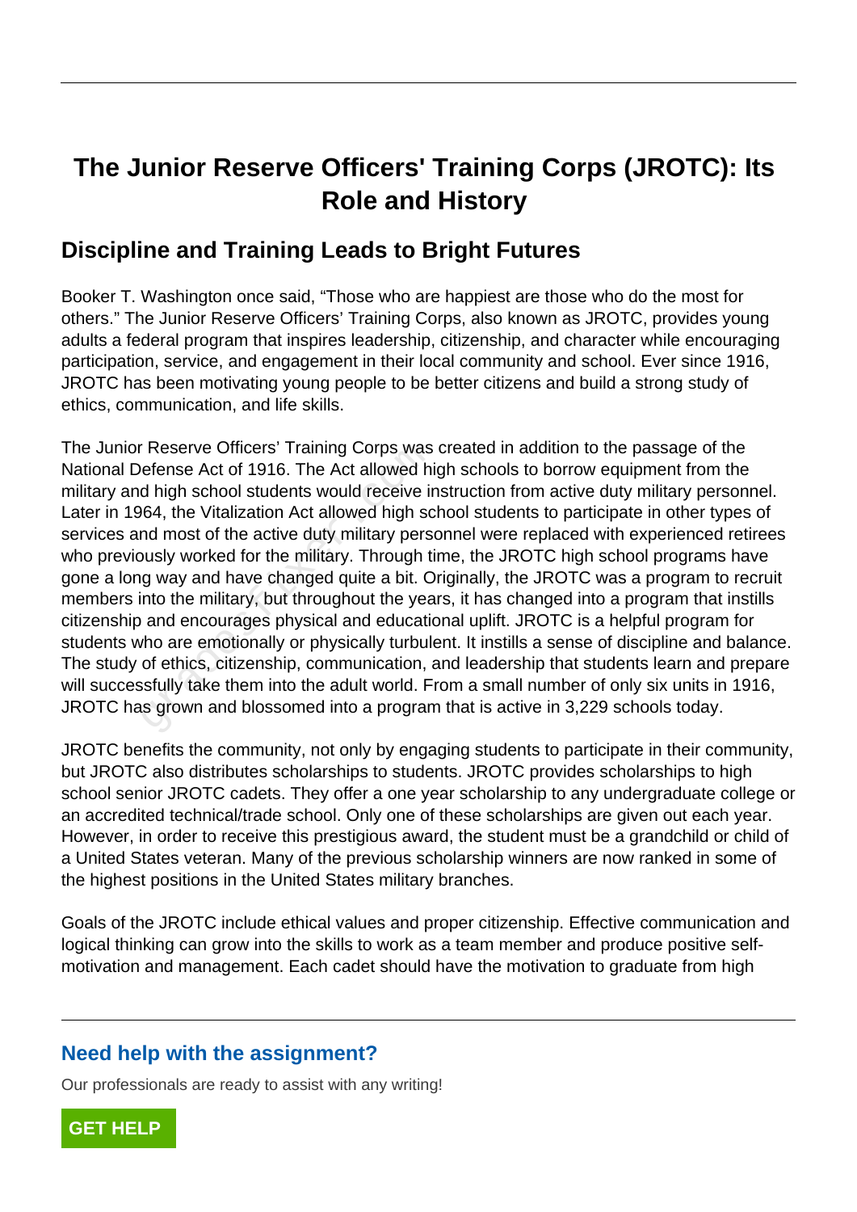# The Junior Reserve Officers' Training Corps (JROTC): Its Role and History

## Discipline and Training Leads to Bright Futures

Booker T. Washington once said, "Those who are happiest are those who do the most for others." The Junior Reserve Officers' Training Corps, also known as JROTC, provides young adults a federal program that inspires leadership, citizenship, and character while encouraging participation, service, and engagement in their local community and school. Ever since 1916, JROTC has been motivating young people to be better citizens and build a strong study of ethics, communication, and life skills.

The Junior Reserve Officers' Training Corps was created in addition to the passage of the National Defense Act of 1916. The Act allowed high schools to borrow equipment from the military and high school students would receive instruction from active duty military personnel. Later in 1964, the Vitalization Act allowed high school students to participate in other types of services and most of the active duty military personnel were replaced with experienced retirees who previously worked for the military. Through time, the JROTC high school programs have gone a long way and have changed quite a bit. Originally, the JROTC was a program to recruit members into the military, but throughout the years, it has changed into a program that instills citizenship and encourages physical and educational uplift. JROTC is a helpful program for students who are emotionally or physically turbulent. It instills a sense of discipline and balance. The study of ethics, citizenship, communication, and leadership that students learn and prepare will successfully take them into the adult world. From a small number of only six units in 1916, JROTC has grown and blossomed into a program that is active in 3,229 schools today.

JROTC benefits the community, not only by engaging students to participate in their community, but JROTC also distributes scholarships to students. JROTC provides scholarships to high school senior JROTC cadets. They offer a one year scholarship to any undergraduate college or an accredited technical/trade school. Only one of these scholarships are given out each year. However, in order to receive this prestigious award, the student must be a grandchild or child of a United States veteran. Many of the previous scholarship winners are now ranked in some of the highest positions in the United States military branches.

Goals of the JROTC include ethical values and proper citizenship. Effective communication and logical thinking can grow into the skills to work as a team member and produce positive self-motivation and management. Each cadet should have the motivation to graduate from high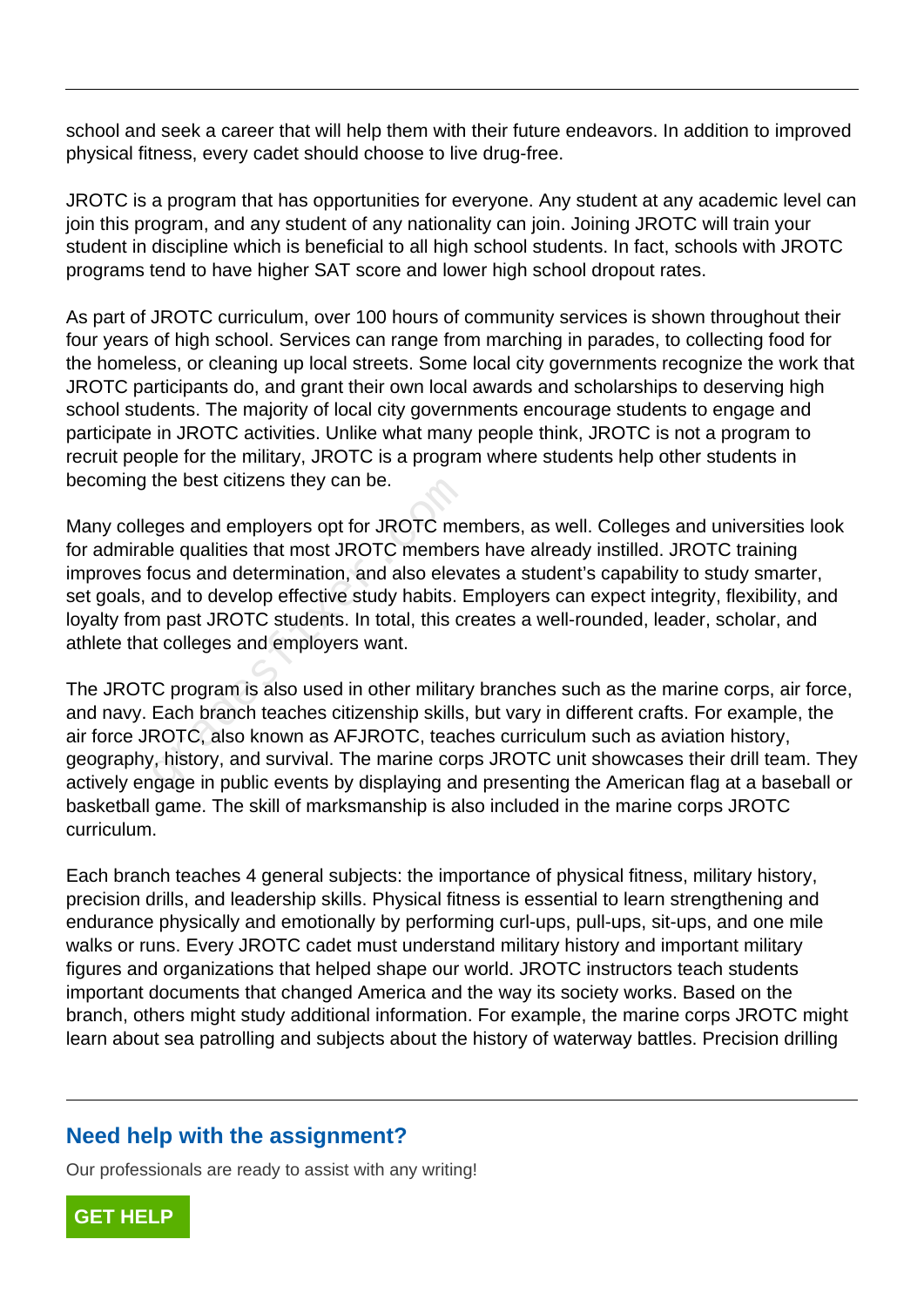school and seek a career that will help them with their future endeavors. In addition to improved physical fitness, every cadet should choose to live drug-free.

JROTC is a program that has opportunities for everyone. Any student at any academic level can join this program, and any student of any nationality can join. Joining JROTC will train your student in discipline which is beneficial to all high school students. In fact, schools with JROTC programs tend to have higher SAT score and lower high school dropout rates.

As part of JROTC curriculum, over 100 hours of community services is shown throughout their four years of high school. Services can range from marching in parades, to collecting food for the homeless, or cleaning up local streets. Some local city governments recognize the work that JROTC participants do, and grant their own local awards and scholarships to deserving high school students. The majority of local city governments encourage students to engage and participate in JROTC activities. Unlike what many people think, JROTC is not a program to recruit people for the military, JROTC is a program where students help other students in becoming the best citizens they can be.

Many colleges and employers opt for JROTC members, as well. Colleges and universities look for admirable qualities that most JROTC members have already instilled. JROTC training improves focus and determination, and also elevates a student's capability to study smarter, set goals, and to develop effective study habits. Employers can expect integrity, flexibility, and loyalty from past JROTC students. In total, this creates a well-rounded, leader, scholar, and athlete that colleges and employers want.

The JROTC program is also used in other military branches such as the marine corps, air force, and navy. Each branch teaches citizenship skills, but vary in different crafts. For example, the air force JROTC, also known as AFJROTC, teaches curriculum such as aviation history, geography, history, and survival. The marine corps JROTC unit showcases their drill team. They actively engage in public events by displaying and presenting the American flag at a baseball or basketball game. The skill of marksmanship is also included in the marine corps JROTC curriculum.

Each branch teaches 4 general subjects: the importance of physical fitness, military history, precision drills, and leadership skills. Physical fitness is essential to learn strengthening and endurance physically and emotionally by performing curl-ups, pull-ups, sit-ups, and one mile walks or runs. Every JROTC cadet must understand military history and important military figures and organizations that helped shape our world. JROTC instructors teach students important documents that changed America and the way its society works. Based on the branch, others might study additional information. For example, the marine corps JROTC might learn about sea patrolling and subjects about the history of waterway battles. Precision drilling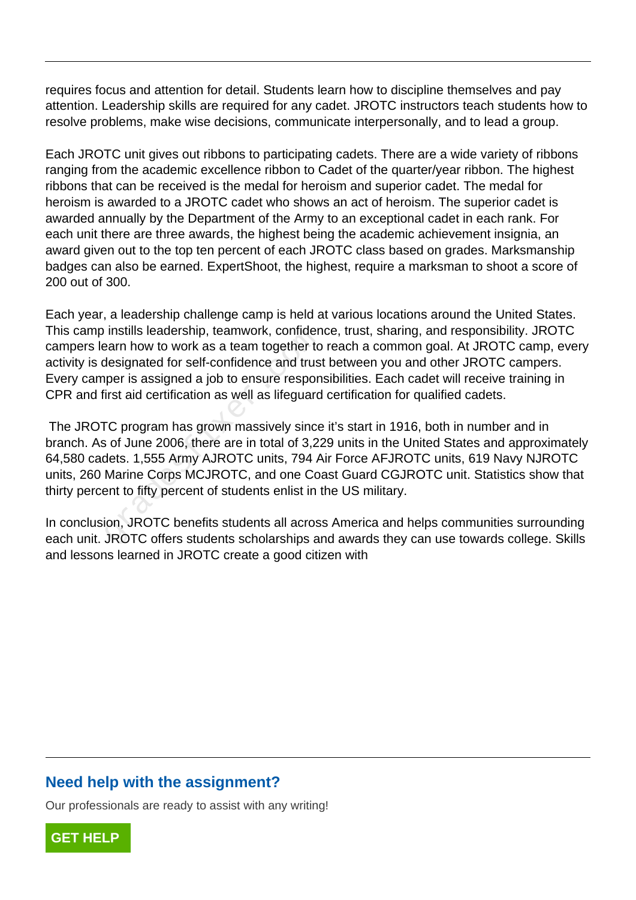requires focus and attention for detail. Students learn how to discipline themselves and pay attention. Leadership skills are required for any cadet. JROTC instructors teach students how to resolve problems, make wise decisions, communicate interpersonally, and to lead a group.

Each JROTC unit gives out ribbons to participating cadets. There are a wide variety of ribbons ranging from the academic excellence ribbon to Cadet of the quarter/year ribbon. The highest ribbons that can be received is the medal for heroism and superior cadet. The medal for heroism is awarded to a JROTC cadet who shows an act of heroism. The superior cadet is awarded annually by the Department of the Army to an exceptional cadet in each rank. For each unit there are three awards, the highest being the academic achievement insignia, an award given out to the top ten percent of each JROTC class based on grades. Marksmanship badges can also be earned. ExpertShoot, the highest, require a marksman to shoot a score of 200 out of 300.

Each year, a leadership challenge camp is held at various locations around the United States. This camp instills leadership, teamwork, confidence, trust, sharing, and responsibility. JROTC campers learn how to work as a team together to reach a common goal. At JROTC camp, every activity is designated for self-confidence and trust between you and other JROTC campers. Every camper is assigned a job to ensure responsibilities. Each cadet will receive training in CPR and first aid certification as well as lifeguard certification for qualified cadets.

The JROTC program has grown massively since it's start in 1916, both in number and in branch. As of June 2006, there are in total of 3,229 units in the United States and approximately 64,580 cadets. 1,555 Army AJROTC units, 794 Air Force AFJROTC units, 619 Navy NJROTC units, 260 Marine Corps MCJROTC, and one Coast Guard CGJROTC unit. Statistics show that thirty percent to fifty percent of students enlist in the US military.

In conclusion, JROTC benefits students all across America and helps communities surrounding each unit. JROTC offers students scholarships and awards they can use towards college. Skills and lessons learned in JROTC create a good citizen with

## Need help with the assignment?

Our professionals are ready to assist with any writing!

GET HELP